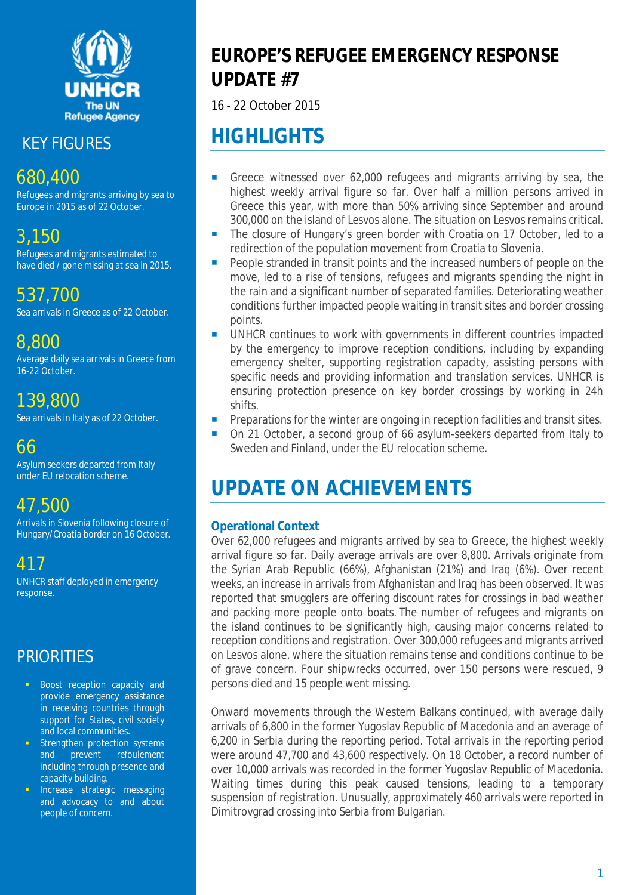# EUROPE'S REFUGEE EMERGENCY RESPONSE UPDATE #7

16 - 22 October 2015

## KEY FIGURES

**680,400**
Refugees and migrants arriving by sea to Europe in 2015 as of 22 October.

**3,150**
Refugees and migrants estimated to have died / gone missing at sea in 2015.

**537,700**
Sea arrivals in Greece as of 22 October.

**8,800**
Average daily sea arrivals in Greece from 16-22 October.

**139,800**
Sea arrivals in Italy as of 22 October.

**66**
Asylum seekers departed from Italy under EU relocation scheme.

**47,500**
Arrivals in Slovenia following closure of Hungary/Croatia border on 16 October.

**417**
UNHCR staff deployed in emergency response.

## PRIORITIES

- Boost reception capacity and provide emergency assistance in receiving countries through support for States, civil society and local communities.
- Strengthen protection systems and prevent refoulement including through presence and capacity building.
- Increase strategic messaging and advocacy to and about people of concern.

## HIGHLIGHTS

- Greece witnessed over 62,000 refugees and migrants arriving by sea, the highest weekly arrival figure so far. Over half a million persons arrived in Greece this year, with more than 50% arriving since September and around 300,000 on the island of Lesvos alone. The situation on Lesvos remains critical.
- The closure of Hungary's green border with Croatia on 17 October, led to a redirection of the population movement from Croatia to Slovenia.
- People stranded in transit points and the increased numbers of people on the move, led to a rise of tensions, refugees and migrants spending the night in the rain and a significant number of separated families. Deteriorating weather conditions further impacted people waiting in transit sites and border crossing points.
- UNHCR continues to work with governments in different countries impacted by the emergency to improve reception conditions, including by expanding emergency shelter, supporting registration capacity, assisting persons with specific needs and providing information and translation services. UNHCR is ensuring protection presence on key border crossings by working in 24h shifts.
- Preparations for the winter are ongoing in reception facilities and transit sites.
- On 21 October, a second group of 66 asylum-seekers departed from Italy to Sweden and Finland, under the EU relocation scheme.

## UPDATE ON ACHIEVEMENTS

### Operational Context

Over 62,000 refugees and migrants arrived by sea to Greece, the highest weekly arrival figure so far. Daily average arrivals are over 8,800. Arrivals originate from the Syrian Arab Republic (66%), Afghanistan (21%) and Iraq (6%). Over recent weeks, an increase in arrivals from Afghanistan and Iraq has been observed. It was reported that smugglers are offering discount rates for crossings in bad weather and packing more people onto boats. The number of refugees and migrants on the island continues to be significantly high, causing major concerns related to reception conditions and registration. Over 300,000 refugees and migrants arrived on Lesvos alone, where the situation remains tense and conditions continue to be of grave concern. Four shipwrecks occurred, over 150 persons were rescued, 9 persons died and 15 people went missing.

Onward movements through the Western Balkans continued, with average daily arrivals of 6,800 in the former Yugoslav Republic of Macedonia and an average of 6,200 in Serbia during the reporting period. Total arrivals in the reporting period were around 47,700 and 43,600 respectively. On 18 October, a record number of over 10,000 arrivals was recorded in the former Yugoslav Republic of Macedonia. Waiting times during this peak caused tensions, leading to a temporary suspension of registration. Unusually, approximately 460 arrivals were reported in Dimitrovgrad crossing into Serbia from Bulgarian.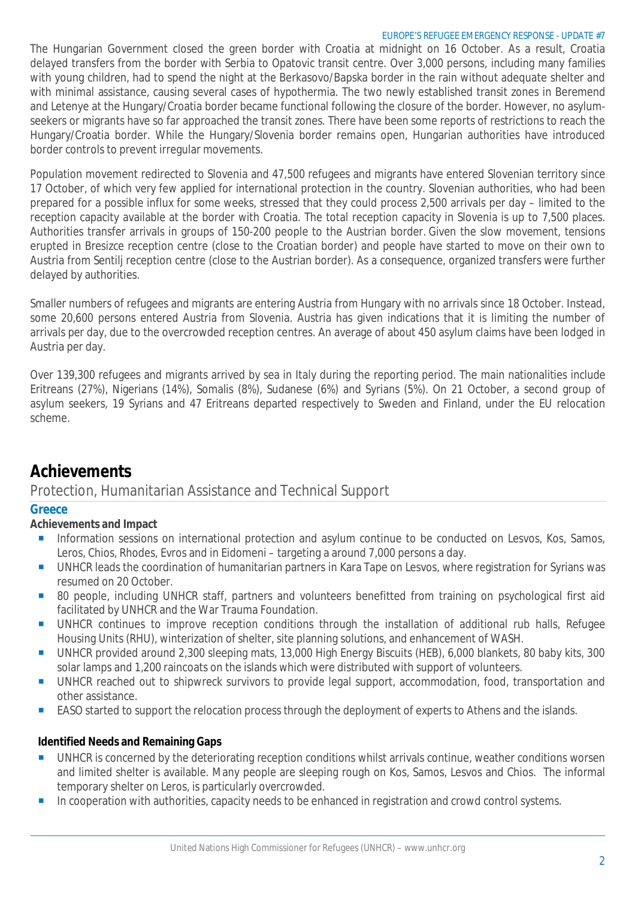The Hungarian Government closed the green border with Croatia at midnight on 16 October. As a result, Croatia delayed transfers from the border with Serbia to Opatovic transit centre. Over 3,000 persons, including many families with young children, had to spend the night at the Berkasovo/Bapska border in the rain without adequate shelter and with minimal assistance, causing several cases of hypothermia. The two newly established transit zones in Beremend and Letenye at the Hungary/Croatia border became functional following the closure of the border. However, no asylum-seekers or migrants have so far approached the transit zones. There have been some reports of restrictions to reach the Hungary/Croatia border. While the Hungary/Slovenia border remains open, Hungarian authorities have introduced border controls to prevent irregular movements.

Population movement redirected to Slovenia and 47,500 refugees and migrants have entered Slovenian territory since 17 October, of which very few applied for international protection in the country. Slovenian authorities, who had been prepared for a possible influx for some weeks, stressed that they could process 2,500 arrivals per day – limited to the reception capacity available at the border with Croatia. The total reception capacity in Slovenia is up to 7,500 places. Authorities transfer arrivals in groups of 150-200 people to the Austrian border. Given the slow movement, tensions erupted in Bresizce reception centre (close to the Croatian border) and people have started to move on their own to Austria from Sentilj reception centre (close to the Austrian border). As a consequence, organized transfers were further delayed by authorities.

Smaller numbers of refugees and migrants are entering Austria from Hungary with no arrivals since 18 October. Instead, some 20,600 persons entered Austria from Slovenia. Austria has given indications that it is limiting the number of arrivals per day, due to the overcrowded reception centres. An average of about 450 asylum claims have been lodged in Austria per day.

Over 139,300 refugees and migrants arrived by sea in Italy during the reporting period. The main nationalities include Eritreans (27%), Nigerians (14%), Somalis (8%), Sudanese (6%) and Syrians (5%). On 21 October, a second group of asylum seekers, 19 Syrians and 47 Eritreans departed respectively to Sweden and Finland, under the EU relocation scheme.

# Achievements

## Protection, Humanitarian Assistance and Technical Support

### Greece

**Achievements and Impact**

- Information sessions on international protection and asylum continue to be conducted on Lesvos, Kos, Samos, Leros, Chios, Rhodes, Evros and in Eidomeni – targeting a around 7,000 persons a day.
- UNHCR leads the coordination of humanitarian partners in Kara Tape on Lesvos, where registration for Syrians was resumed on 20 October.
- 80 people, including UNHCR staff, partners and volunteers benefitted from training on psychological first aid facilitated by UNHCR and the War Trauma Foundation.
- UNHCR continues to improve reception conditions through the installation of additional rub halls, Refugee Housing Units (RHU), winterization of shelter, site planning solutions, and enhancement of WASH.
- UNHCR provided around 2,300 sleeping mats, 13,000 High Energy Biscuits (HEB), 6,000 blankets, 80 baby kits, 300 solar lamps and 1,200 raincoats on the islands which were distributed with support of volunteers.
- UNHCR reached out to shipwreck survivors to provide legal support, accommodation, food, transportation and other assistance.
- EASO started to support the relocation process through the deployment of experts to Athens and the islands.

**Identified Needs and Remaining Gaps**

- UNHCR is concerned by the deteriorating reception conditions whilst arrivals continue, weather conditions worsen and limited shelter is available. Many people are sleeping rough on Kos, Samos, Lesvos and Chios. The informal temporary shelter on Leros, is particularly overcrowded.
- In cooperation with authorities, capacity needs to be enhanced in registration and crowd control systems.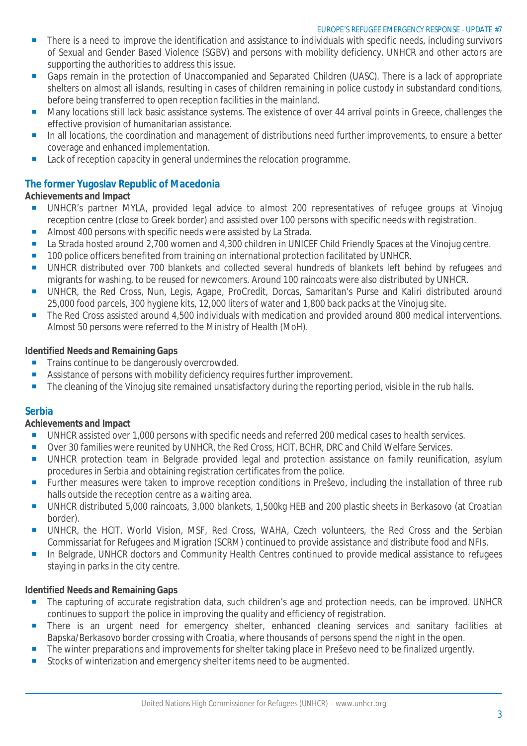- There is a need to improve the identification and assistance to individuals with specific needs, including survivors of Sexual and Gender Based Violence (SGBV) and persons with mobility deficiency. UNHCR and other actors are supporting the authorities to address this issue.
- Gaps remain in the protection of Unaccompanied and Separated Children (UASC). There is a lack of appropriate shelters on almost all islands, resulting in cases of children remaining in police custody in substandard conditions, before being transferred to open reception facilities in the mainland.
- Many locations still lack basic assistance systems. The existence of over 44 arrival points in Greece, challenges the effective provision of humanitarian assistance.
- In all locations, the coordination and management of distributions need further improvements, to ensure a better coverage and enhanced implementation.
- Lack of reception capacity in general undermines the relocation programme.

## The former Yugoslav Republic of Macedonia

**Achievements and Impact**

- UNHCR's partner MYLA, provided legal advice to almost 200 representatives of refugee groups at Vinojug reception centre (close to Greek border) and assisted over 100 persons with specific needs with registration.
- Almost 400 persons with specific needs were assisted by La Strada.
- La Strada hosted around 2,700 women and 4,300 children in UNICEF Child Friendly Spaces at the Vinojug centre.
- 100 police officers benefited from training on international protection facilitated by UNHCR.
- UNHCR distributed over 700 blankets and collected several hundreds of blankets left behind by refugees and migrants for washing, to be reused for newcomers. Around 100 raincoats were also distributed by UNHCR.
- UNHCR, the Red Cross, Nun, Legis, Agape, ProCredit, Dorcas, Samaritan's Purse and Kaliri distributed around 25,000 food parcels, 300 hygiene kits, 12,000 liters of water and 1,800 back packs at the Vinojug site.
- The Red Cross assisted around 4,500 individuals with medication and provided around 800 medical interventions. Almost 50 persons were referred to the Ministry of Health (MoH).

**Identified Needs and Remaining Gaps**

- Trains continue to be dangerously overcrowded.
- Assistance of persons with mobility deficiency requires further improvement.
- The cleaning of the Vinojug site remained unsatisfactory during the reporting period, visible in the rub halls.

## Serbia

**Achievements and Impact**

- UNHCR assisted over 1,000 persons with specific needs and referred 200 medical cases to health services.
- Over 30 families were reunited by UNHCR, the Red Cross, HCIT, BCHR, DRC and Child Welfare Services.
- UNHCR protection team in Belgrade provided legal and protection assistance on family reunification, asylum procedures in Serbia and obtaining registration certificates from the police.
- Further measures were taken to improve reception conditions in Preševo, including the installation of three rub halls outside the reception centre as a waiting area.
- UNHCR distributed 5,000 raincoats, 3,000 blankets, 1,500kg HEB and 200 plastic sheets in Berkasovo (at Croatian border).
- UNHCR, the HCIT, World Vision, MSF, Red Cross, WAHA, Czech volunteers, the Red Cross and the Serbian Commissariat for Refugees and Migration (SCRM) continued to provide assistance and distribute food and NFIs.
- In Belgrade, UNHCR doctors and Community Health Centres continued to provide medical assistance to refugees staying in parks in the city centre.

**Identified Needs and Remaining Gaps**

- The capturing of accurate registration data, such children's age and protection needs, can be improved. UNHCR continues to support the police in improving the quality and efficiency of registration.
- There is an urgent need for emergency shelter, enhanced cleaning services and sanitary facilities at Bapska/Berkasovo border crossing with Croatia, where thousands of persons spend the night in the open.
- The winter preparations and improvements for shelter taking place in Preševo need to be finalized urgently.
- Stocks of winterization and emergency shelter items need to be augmented.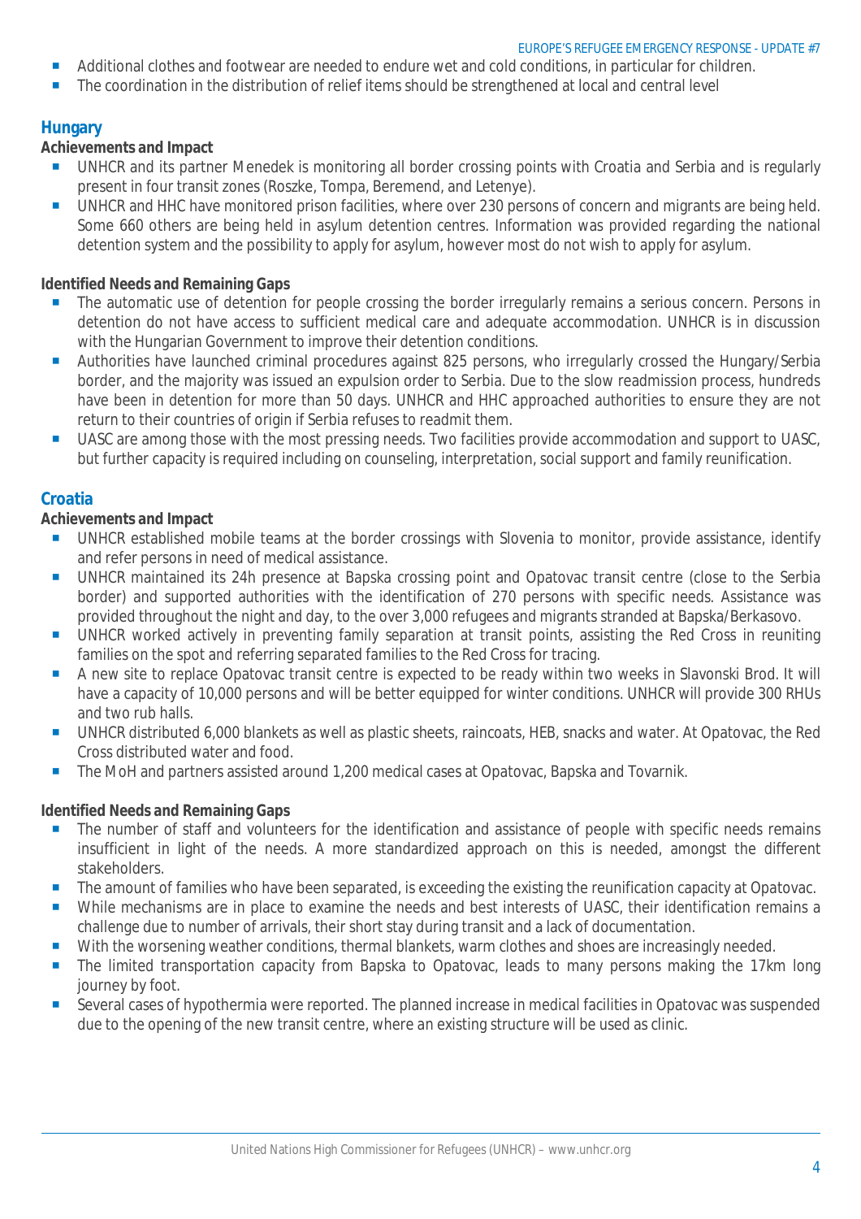- Additional clothes and footwear are needed to endure wet and cold conditions, in particular for children.
- The coordination in the distribution of relief items should be strengthened at local and central level

## Hungary

**Achievements and Impact**

- UNHCR and its partner Menedek is monitoring all border crossing points with Croatia and Serbia and is regularly present in four transit zones (Roszke, Tompa, Beremend, and Letenye).
- UNHCR and HHC have monitored prison facilities, where over 230 persons of concern and migrants are being held. Some 660 others are being held in asylum detention centres. Information was provided regarding the national detention system and the possibility to apply for asylum, however most do not wish to apply for asylum.

**Identified Needs and Remaining Gaps**

- The automatic use of detention for people crossing the border irregularly remains a serious concern. Persons in detention do not have access to sufficient medical care and adequate accommodation. UNHCR is in discussion with the Hungarian Government to improve their detention conditions.
- Authorities have launched criminal procedures against 825 persons, who irregularly crossed the Hungary/Serbia border, and the majority was issued an expulsion order to Serbia. Due to the slow readmission process, hundreds have been in detention for more than 50 days. UNHCR and HHC approached authorities to ensure they are not return to their countries of origin if Serbia refuses to readmit them.
- UASC are among those with the most pressing needs. Two facilities provide accommodation and support to UASC, but further capacity is required including on counseling, interpretation, social support and family reunification.

## Croatia

**Achievements and Impact**

- UNHCR established mobile teams at the border crossings with Slovenia to monitor, provide assistance, identify and refer persons in need of medical assistance.
- UNHCR maintained its 24h presence at Bapska crossing point and Opatovac transit centre (close to the Serbia border) and supported authorities with the identification of 270 persons with specific needs. Assistance was provided throughout the night and day, to the over 3,000 refugees and migrants stranded at Bapska/Berkasovo.
- UNHCR worked actively in preventing family separation at transit points, assisting the Red Cross in reuniting families on the spot and referring separated families to the Red Cross for tracing.
- A new site to replace Opatovac transit centre is expected to be ready within two weeks in Slavonski Brod. It will have a capacity of 10,000 persons and will be better equipped for winter conditions. UNHCR will provide 300 RHUs and two rub halls.
- UNHCR distributed 6,000 blankets as well as plastic sheets, raincoats, HEB, snacks and water. At Opatovac, the Red Cross distributed water and food.
- The MoH and partners assisted around 1,200 medical cases at Opatovac, Bapska and Tovarnik.

**Identified Needs and Remaining Gaps**

- The number of staff and volunteers for the identification and assistance of people with specific needs remains insufficient in light of the needs. A more standardized approach on this is needed, amongst the different stakeholders.
- The amount of families who have been separated, is exceeding the existing the reunification capacity at Opatovac.
- While mechanisms are in place to examine the needs and best interests of UASC, their identification remains a challenge due to number of arrivals, their short stay during transit and a lack of documentation.
- With the worsening weather conditions, thermal blankets, warm clothes and shoes are increasingly needed.
- The limited transportation capacity from Bapska to Opatovac, leads to many persons making the 17km long journey by foot.
- Several cases of hypothermia were reported. The planned increase in medical facilities in Opatovac was suspended due to the opening of the new transit centre, where an existing structure will be used as clinic.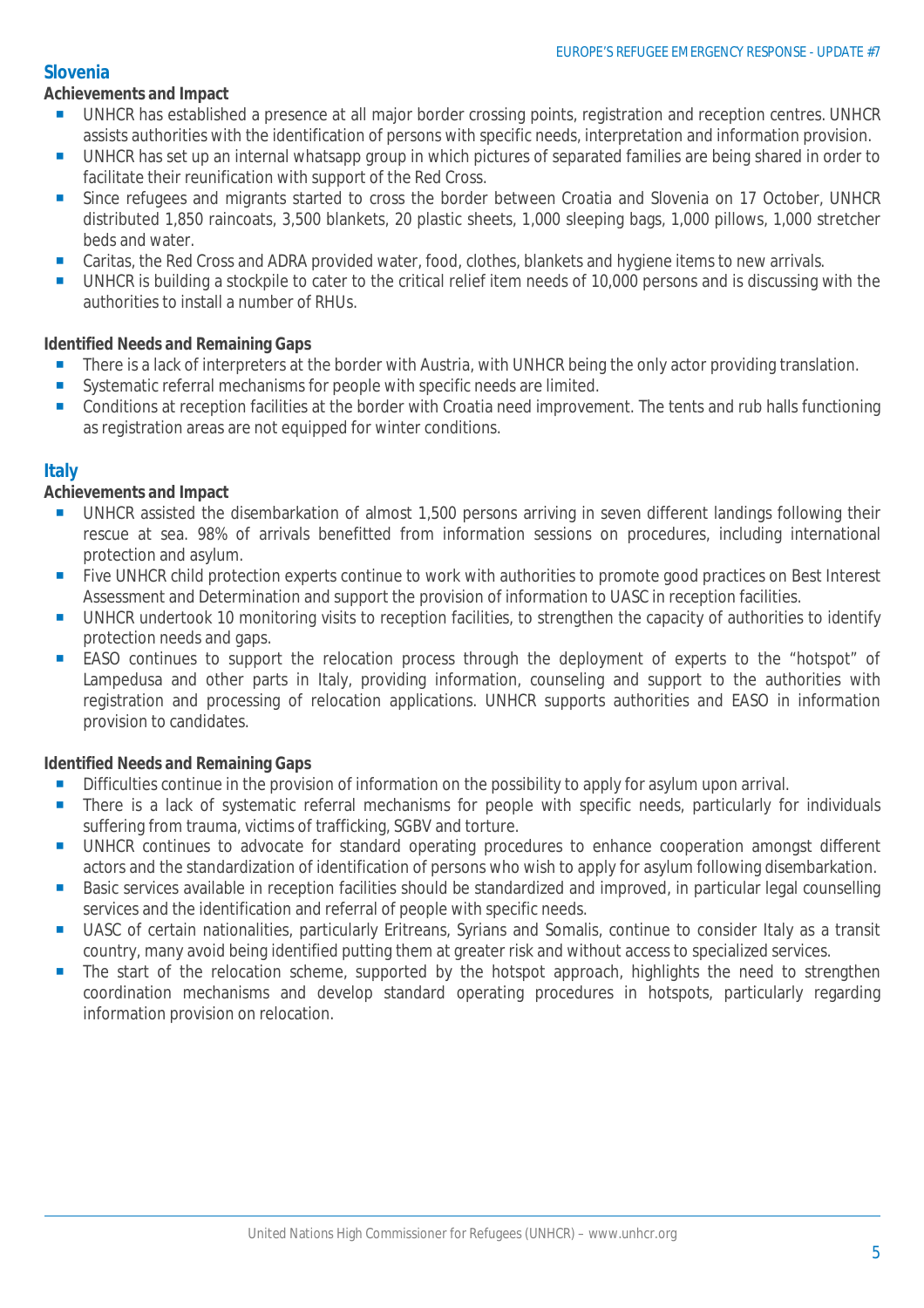## Slovenia

**Achievements and Impact**

- UNHCR has established a presence at all major border crossing points, registration and reception centres. UNHCR assists authorities with the identification of persons with specific needs, interpretation and information provision.
- UNHCR has set up an internal whatsapp group in which pictures of separated families are being shared in order to facilitate their reunification with support of the Red Cross.
- Since refugees and migrants started to cross the border between Croatia and Slovenia on 17 October, UNHCR distributed 1,850 raincoats, 3,500 blankets, 20 plastic sheets, 1,000 sleeping bags, 1,000 pillows, 1,000 stretcher beds and water.
- Caritas, the Red Cross and ADRA provided water, food, clothes, blankets and hygiene items to new arrivals.
- UNHCR is building a stockpile to cater to the critical relief item needs of 10,000 persons and is discussing with the authorities to install a number of RHUs.

**Identified Needs and Remaining Gaps**

- There is a lack of interpreters at the border with Austria, with UNHCR being the only actor providing translation.
- Systematic referral mechanisms for people with specific needs are limited.
- Conditions at reception facilities at the border with Croatia need improvement. The tents and rub halls functioning as registration areas are not equipped for winter conditions.

## Italy

**Achievements and Impact**

- UNHCR assisted the disembarkation of almost 1,500 persons arriving in seven different landings following their rescue at sea. 98% of arrivals benefitted from information sessions on procedures, including international protection and asylum.
- Five UNHCR child protection experts continue to work with authorities to promote good practices on Best Interest Assessment and Determination and support the provision of information to UASC in reception facilities.
- UNHCR undertook 10 monitoring visits to reception facilities, to strengthen the capacity of authorities to identify protection needs and gaps.
- EASO continues to support the relocation process through the deployment of experts to the "hotspot" of Lampedusa and other parts in Italy, providing information, counseling and support to the authorities with registration and processing of relocation applications. UNHCR supports authorities and EASO in information provision to candidates.

**Identified Needs and Remaining Gaps**

- Difficulties continue in the provision of information on the possibility to apply for asylum upon arrival.
- There is a lack of systematic referral mechanisms for people with specific needs, particularly for individuals suffering from trauma, victims of trafficking, SGBV and torture.
- UNHCR continues to advocate for standard operating procedures to enhance cooperation amongst different actors and the standardization of identification of persons who wish to apply for asylum following disembarkation.
- Basic services available in reception facilities should be standardized and improved, in particular legal counselling services and the identification and referral of people with specific needs.
- UASC of certain nationalities, particularly Eritreans, Syrians and Somalis, continue to consider Italy as a transit country, many avoid being identified putting them at greater risk and without access to specialized services.
- The start of the relocation scheme, supported by the hotspot approach, highlights the need to strengthen coordination mechanisms and develop standard operating procedures in hotspots, particularly regarding information provision on relocation.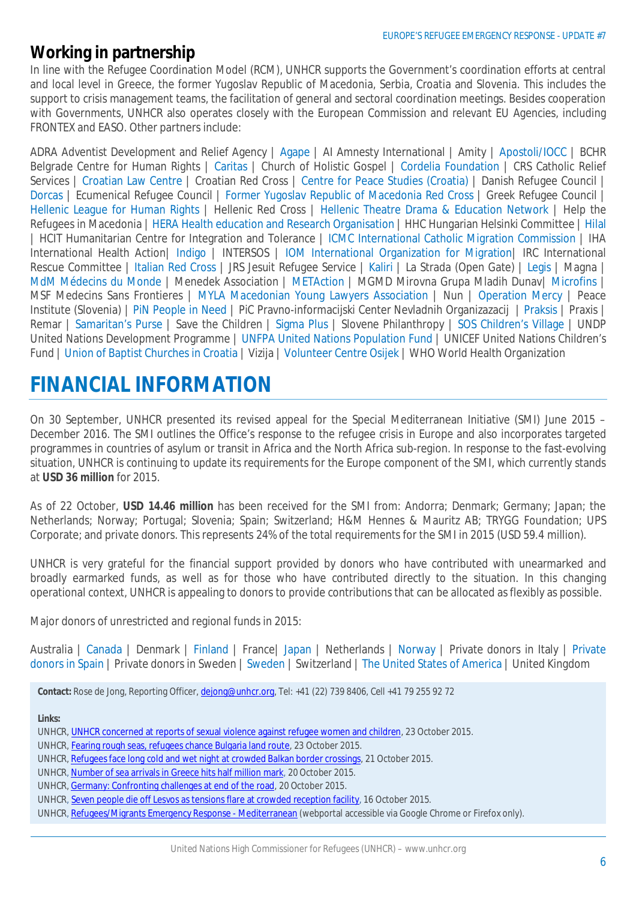## Working in partnership

In line with the Refugee Coordination Model (RCM), UNHCR supports the Government's coordination efforts at central and local level in Greece, the former Yugoslav Republic of Macedonia, Serbia, Croatia and Slovenia. This includes the support to crisis management teams, the facilitation of general and sectoral coordination meetings. Besides cooperation with Governments, UNHCR also operates closely with the European Commission and relevant EU Agencies, including FRONTEX and EASO. Other partners include:

ADRA Adventist Development and Relief Agency | Agape | AI Amnesty International | Amity | Apostoli/IOCC | BCHR Belgrade Centre for Human Rights | Caritas | Church of Holistic Gospel | Cordelia Foundation | CRS Catholic Relief Services | Croatian Law Centre | Croatian Red Cross | Centre for Peace Studies (Croatia) | Danish Refugee Council | Dorcas | Ecumenical Refugee Council | Former Yugoslav Republic of Macedonia Red Cross | Greek Refugee Council | Hellenic League for Human Rights | Hellenic Red Cross | Hellenic Theatre Drama & Education Network | Help the Refugees in Macedonia | HERA Health education and Research Organisation | HHC Hungarian Helsinki Committee | Hilal | HCIT Humanitarian Centre for Integration and Tolerance | ICMC International Catholic Migration Commission | IHA International Health Action| Indigo | INTERSOS | IOM International Organization for Migration| IRC International Rescue Committee | Italian Red Cross | JRS Jesuit Refugee Service | Kaliri | La Strada (Open Gate) | Legis | Magna | MdM Médecins du Monde | Menedek Association | METAction | MGMD Mirovna Grupa Mladih Dunav| Microfins | MSF Medecins Sans Frontieres | MYLA Macedonian Young Lawyers Association | Nun | Operation Mercy | Peace Institute (Slovenia) | PiN People in Need | PiC Pravno-informacijski Center Nevladnih Organizazacij | Praksis | Praxis | Remar | Samaritan's Purse | Save the Children | Sigma Plus | Slovene Philanthropy | SOS Children's Village | UNDP United Nations Development Programme | UNFPA United Nations Population Fund | UNICEF United Nations Children's Fund | Union of Baptist Churches in Croatia | Vizija | Volunteer Centre Osijek | WHO World Health Organization

# FINANCIAL INFORMATION

On 30 September, UNHCR presented its revised appeal for the Special Mediterranean Initiative (SMI) June 2015 – December 2016. The SMI outlines the Office's response to the refugee crisis in Europe and also incorporates targeted programmes in countries of asylum or transit in Africa and the North Africa sub-region. In response to the fast-evolving situation, UNHCR is continuing to update its requirements for the Europe component of the SMI, which currently stands at **USD 36 million** for 2015.

As of 22 October, **USD 14.46 million** has been received for the SMI from: Andorra; Denmark; Germany; Japan; the Netherlands; Norway; Portugal; Slovenia; Spain; Switzerland; H&M Hennes & Mauritz AB; TRYGG Foundation; UPS Corporate; and private donors. This represents 24% of the total requirements for the SMI in 2015 (USD 59.4 million).

UNHCR is very grateful for the financial support provided by donors who have contributed with unearmarked and broadly earmarked funds, as well as for those who have contributed directly to the situation. In this changing operational context, UNHCR is appealing to donors to provide contributions that can be allocated as flexibly as possible.

Major donors of unrestricted and regional funds in 2015:

Australia | Canada | Denmark | Finland | France| Japan | Netherlands | Norway | Private donors in Italy | Private donors in Spain | Private donors in Sweden | Sweden | Switzerland | The United States of America | United Kingdom

**Contact:** Rose de Jong, Reporting Officer, dejong@unhcr.org, Tel: +41 (22) 739 8406, Cell +41 79 255 92 72

**Links:**

UNHCR, UNHCR concerned at reports of sexual violence against refugee women and children, 23 October 2015.
UNHCR, Fearing rough seas, refugees chance Bulgaria land route, 23 October 2015.
UNHCR, Refugees face long cold and wet night at crowded Balkan border crossings, 21 October 2015.
UNHCR, Number of sea arrivals in Greece hits half million mark, 20 October 2015.
UNHCR, Germany: Confronting challenges at end of the road, 20 October 2015.
UNHCR, Seven people die off Lesvos as tensions flare at crowded reception facility, 16 October 2015.
UNHCR, Refugees/Migrants Emergency Response - Mediterranean (webportal accessible via Google Chrome or Firefox only).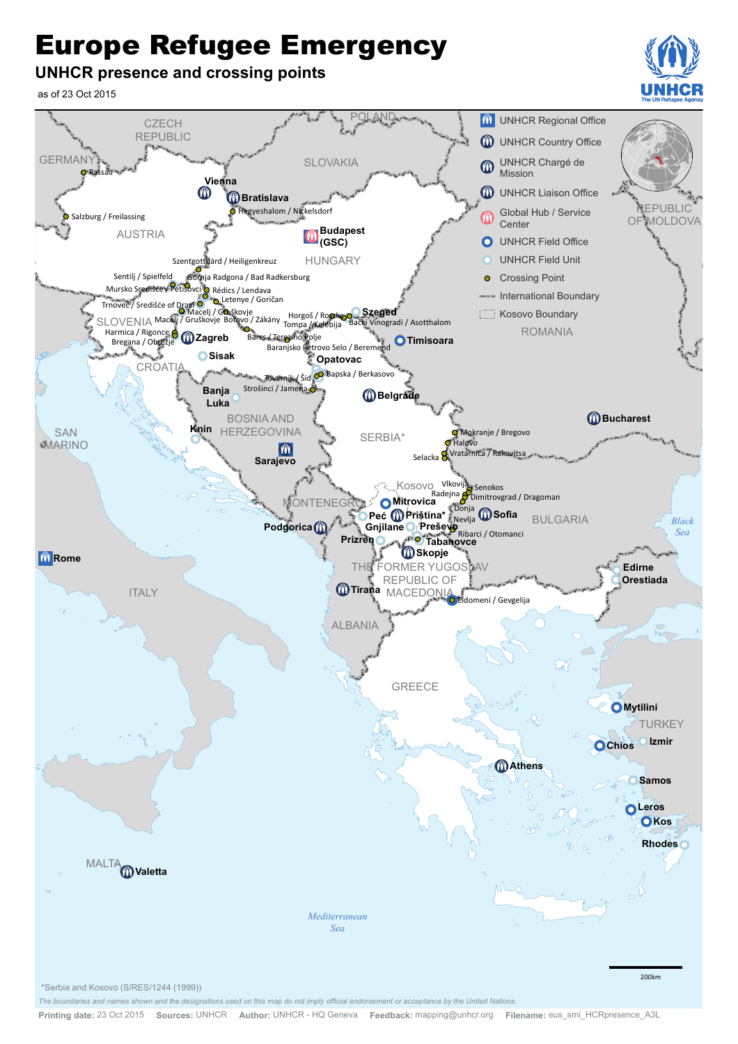# Europe Refugee Emergency

## UNHCR presence and crossing points

as of 23 Oct 2015

UNHCR Regional Office
UNHCR Country Office
UNHCR Chargé de Mission
UNHCR Liaison Office
Global Hub / Service Center
UNHCR Field Office
UNHCR Field Unit
Crossing Point
International Boundary
Kosovo Boundary

CZECH REPUBLIC
POLAND
GERMANY
SLOVAKIA
AUSTRIA
HUNGARY
SLOVENIA
CROATIA
ROMANIA
REPUBLIC OF MOLDOVA
SAN MARINO
BOSNIA AND HERZEGOVINA
SERBIA*
Kosovo
MONTENEGRO
BULGARIA
ITALY
THE FORMER YUGOSLAV REPUBLIC OF MACEDONIA
ALBANIA
GREECE
TURKEY
MALTA
Black Sea
Mediterranean Sea

Passau
Salzburg / Freilassing
Vienna
Bratislava
Hegyeshalom / Nickelsdorf
Budapest (GSC)
Szentgotthárd / Heiligenkreuz
Sentilj / Spielfeld
Gornja Radgona / Bad Radkersburg
Mursko Središće / Petišovci
Rédics / Lendava
Letenye / Goričan
Trnovec / Središće ob Dravi
Macelj / Gruškovje
Macelj / Gruškovje
Botovo / Zákány
Horgoš / Röszke
Tompa / Kelebija
Szeged
Bački Vinogradi / Asotthalom
Harmica / Rigonce
Bregana / Obrežje
Zagreb
Bares / Terezino Polje
Baranjsko Petrovo Selo / Beremend
Timisoara
Sisak
Opatovac
Tovarnik / Šid
Bapska / Berkasovo
Strošinci / Jamena
Banja Luka
Belgrade
Bucharest
Knin
Sarajevo
Mokranje / Bregovo
Halovo
Vratarnica / Rakovitsa
Selacka
Vlkovija
Senokos
Radejna
Dimitrovgrad / Dragoman
Donja Nevlja
Mitrovica
Peć
Priština*
Sofia
Gnjilane
Preševo
Podgorica
Prizren
Ribarci / Otomanci
Tabanovce
Skopje
Rome
Edirne
Orestiada
Tirana
Eidomeni / Gevgelija
Mytilini
Chios
Izmir
Athens
Samos
Leros
Kos
Rhodes
Valetta

200km

*Serbia and Kosovo (S/RES/1244 (1999))

*The boundaries and names shown and the designations used on this map do not imply official endorsement or acceptance by the United Nations.*

**Printing date:** 23 Oct 2015 **Sources:** UNHCR **Author:** UNHCR - HQ Geneva **Feedback:** mapping@unhcr.org **Filename:** eus_smi_HCRpresence_A3L